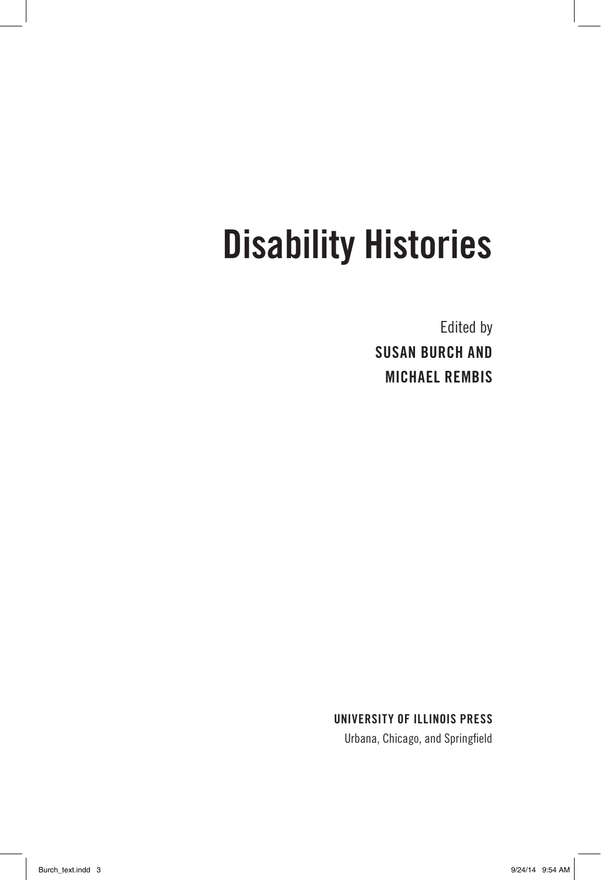# Disability Histories

Edited by
**SUSAN BURCH AND**
**MICHAEL REMBIS**

**UNIVERSITY OF ILLINOIS PRESS**
Urbana, Chicago, and Springfield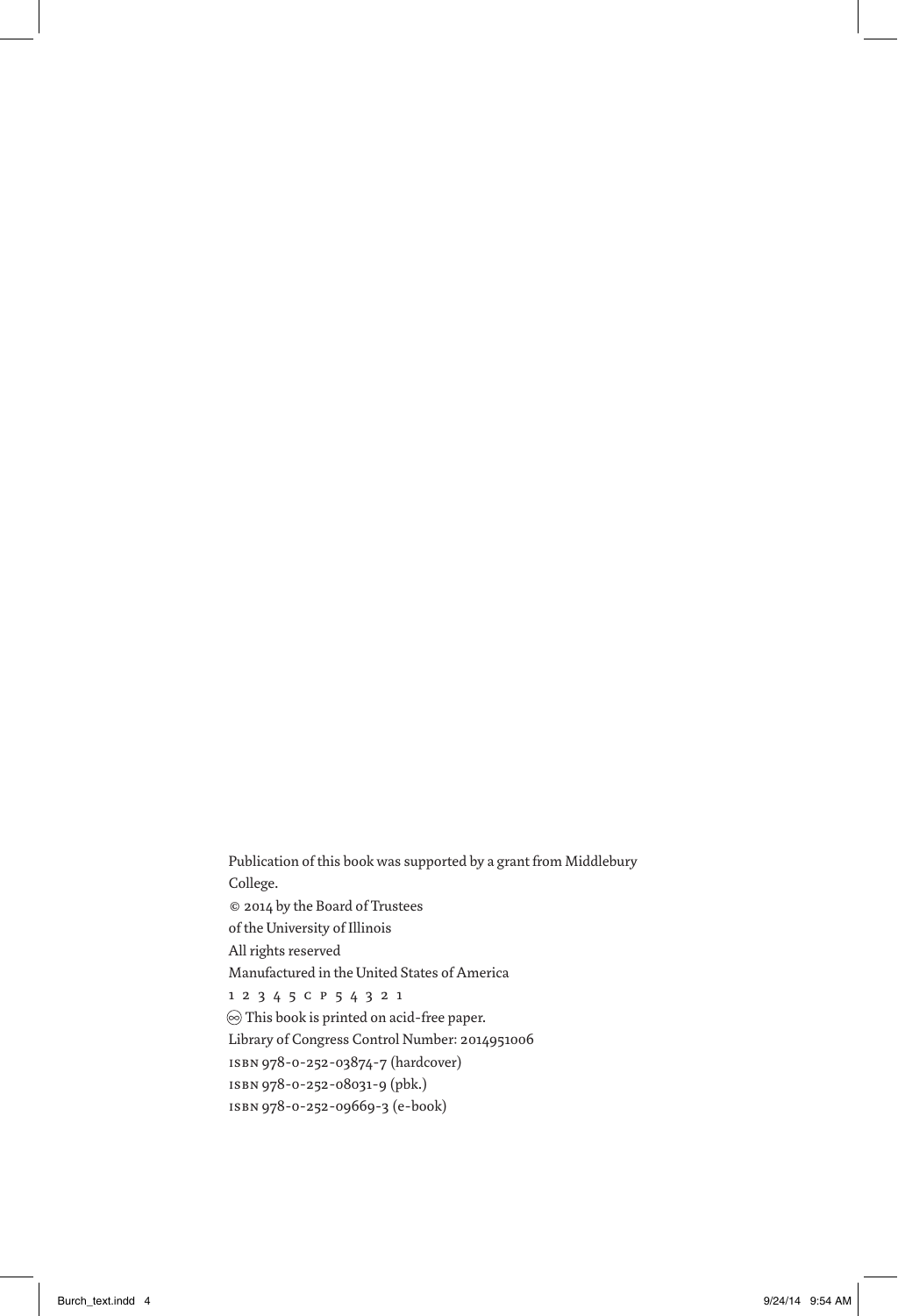Publication of this book was supported by a grant from Middlebury College.

© 2014 by the Board of Trustees
of the University of Illinois
All rights reserved
Manufactured in the United States of America
1 2 3 4 5 C P 5 4 3 2 1

♾ This book is printed on acid-free paper.

Library of Congress Control Number: 2014951006
ISBN 978-0-252-03874-7 (hardcover)
ISBN 978-0-252-08031-9 (pbk.)
ISBN 978-0-252-09669-3 (e-book)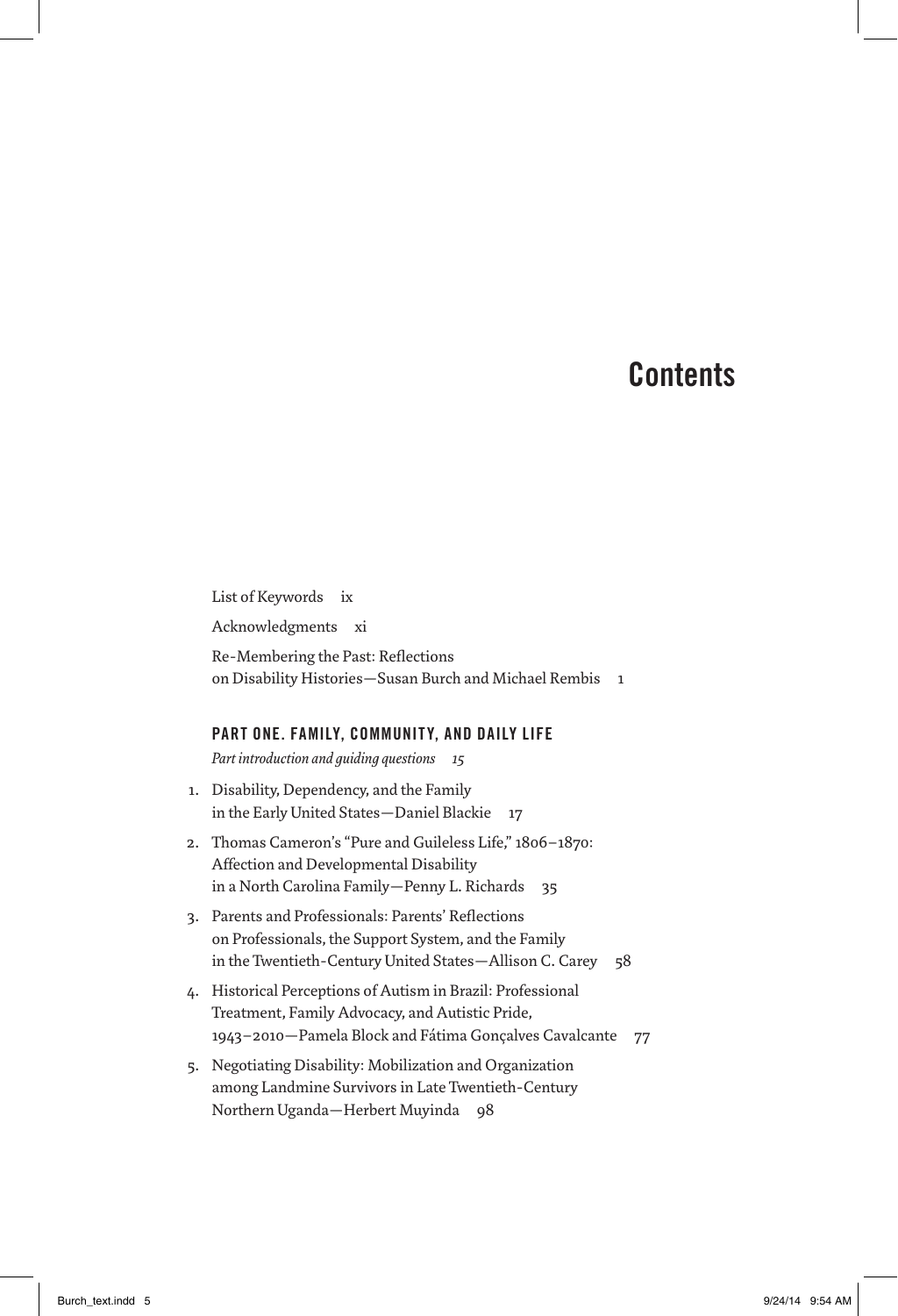# Contents

List of Keywords ix

Acknowledgments xi

Re-Membering the Past: Reflections on Disability Histories—Susan Burch and Michael Rembis 1

## PART ONE. FAMILY, COMMUNITY, AND DAILY LIFE

*Part introduction and guiding questions 15*

1. Disability, Dependency, and the Family in the Early United States—Daniel Blackie 17
2. Thomas Cameron's "Pure and Guileless Life," 1806–1870: Affection and Developmental Disability in a North Carolina Family—Penny L. Richards 35
3. Parents and Professionals: Parents' Reflections on Professionals, the Support System, and the Family in the Twentieth-Century United States—Allison C. Carey 58
4. Historical Perceptions of Autism in Brazil: Professional Treatment, Family Advocacy, and Autistic Pride, 1943–2010—Pamela Block and Fátima Gonçalves Cavalcante 77
5. Negotiating Disability: Mobilization and Organization among Landmine Survivors in Late Twentieth-Century Northern Uganda—Herbert Muyinda 98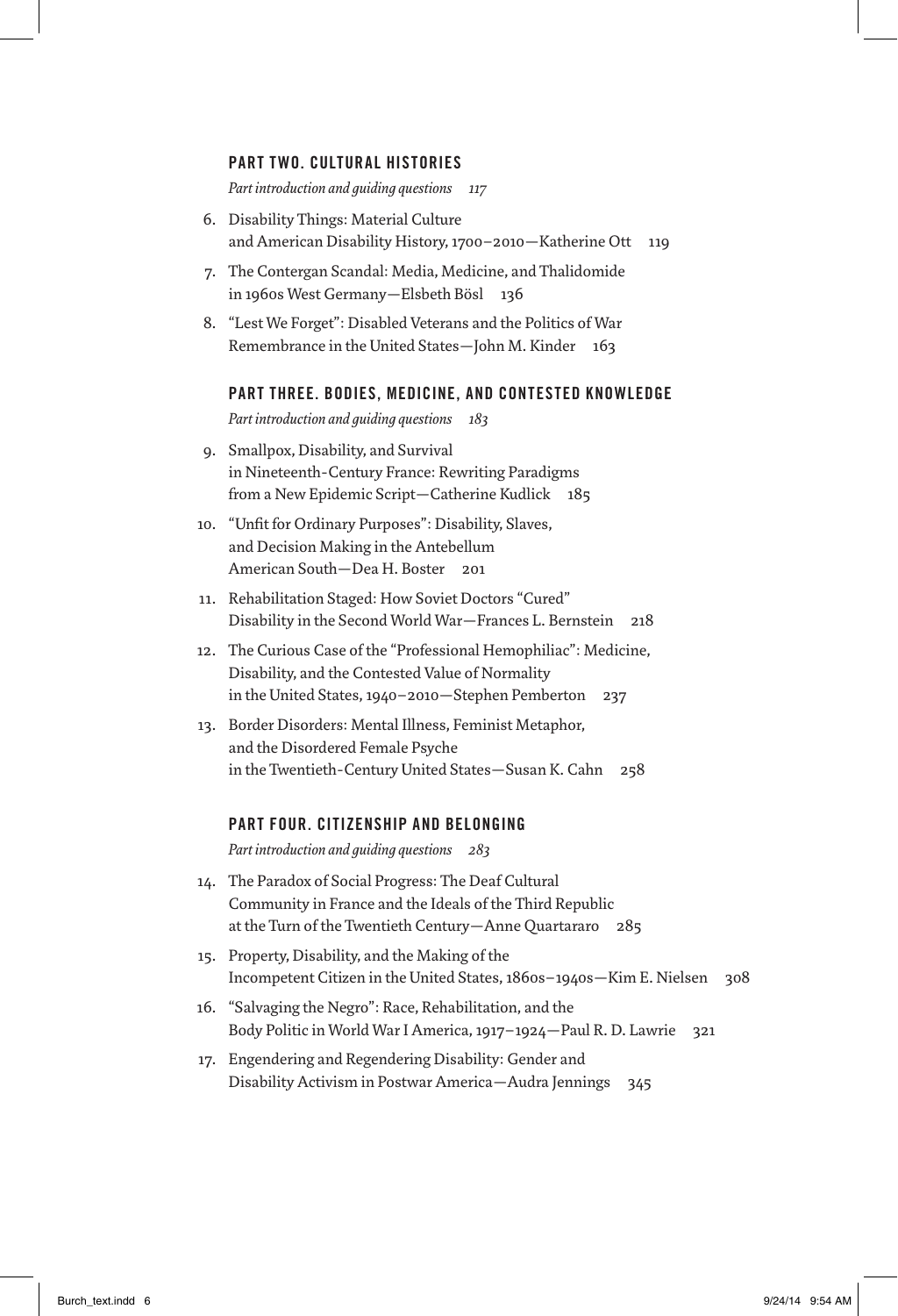## PART TWO. CULTURAL HISTORIES

*Part introduction and guiding questions* 117

6. Disability Things: Material Culture and American Disability History, 1700–2010—Katherine Ott 119
7. The Contergan Scandal: Media, Medicine, and Thalidomide in 1960s West Germany—Elsbeth Bösl 136
8. "Lest We Forget": Disabled Veterans and the Politics of War Remembrance in the United States—John M. Kinder 163

## PART THREE. BODIES, MEDICINE, AND CONTESTED KNOWLEDGE

*Part introduction and guiding questions* 183

9. Smallpox, Disability, and Survival in Nineteenth-Century France: Rewriting Paradigms from a New Epidemic Script—Catherine Kudlick 185
10. "Unfit for Ordinary Purposes": Disability, Slaves, and Decision Making in the Antebellum American South—Dea H. Boster 201
11. Rehabilitation Staged: How Soviet Doctors "Cured" Disability in the Second World War—Frances L. Bernstein 218
12. The Curious Case of the "Professional Hemophiliac": Medicine, Disability, and the Contested Value of Normality in the United States, 1940–2010—Stephen Pemberton 237
13. Border Disorders: Mental Illness, Feminist Metaphor, and the Disordered Female Psyche in the Twentieth-Century United States—Susan K. Cahn 258

## PART FOUR. CITIZENSHIP AND BELONGING

*Part introduction and guiding questions* 283

14. The Paradox of Social Progress: The Deaf Cultural Community in France and the Ideals of the Third Republic at the Turn of the Twentieth Century—Anne Quartararo 285
15. Property, Disability, and the Making of the Incompetent Citizen in the United States, 1860s–1940s—Kim E. Nielsen 308
16. "Salvaging the Negro": Race, Rehabilitation, and the Body Politic in World War I America, 1917–1924—Paul R. D. Lawrie 321
17. Engendering and Regendering Disability: Gender and Disability Activism in Postwar America—Audra Jennings 345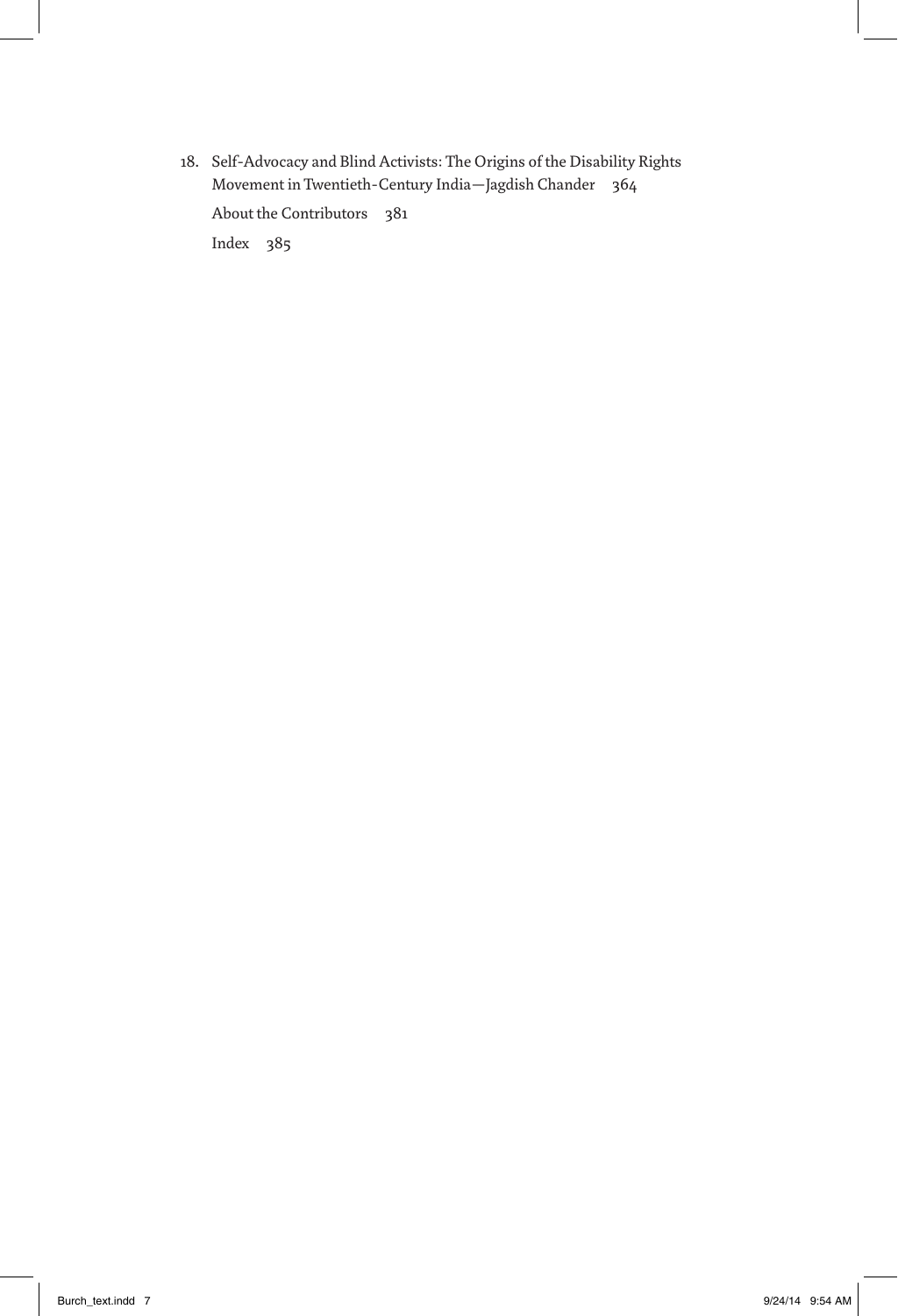18. Self-Advocacy and Blind Activists: The Origins of the Disability Rights Movement in Twentieth-Century India—Jagdish Chander 364

    About the Contributors 381

    Index 385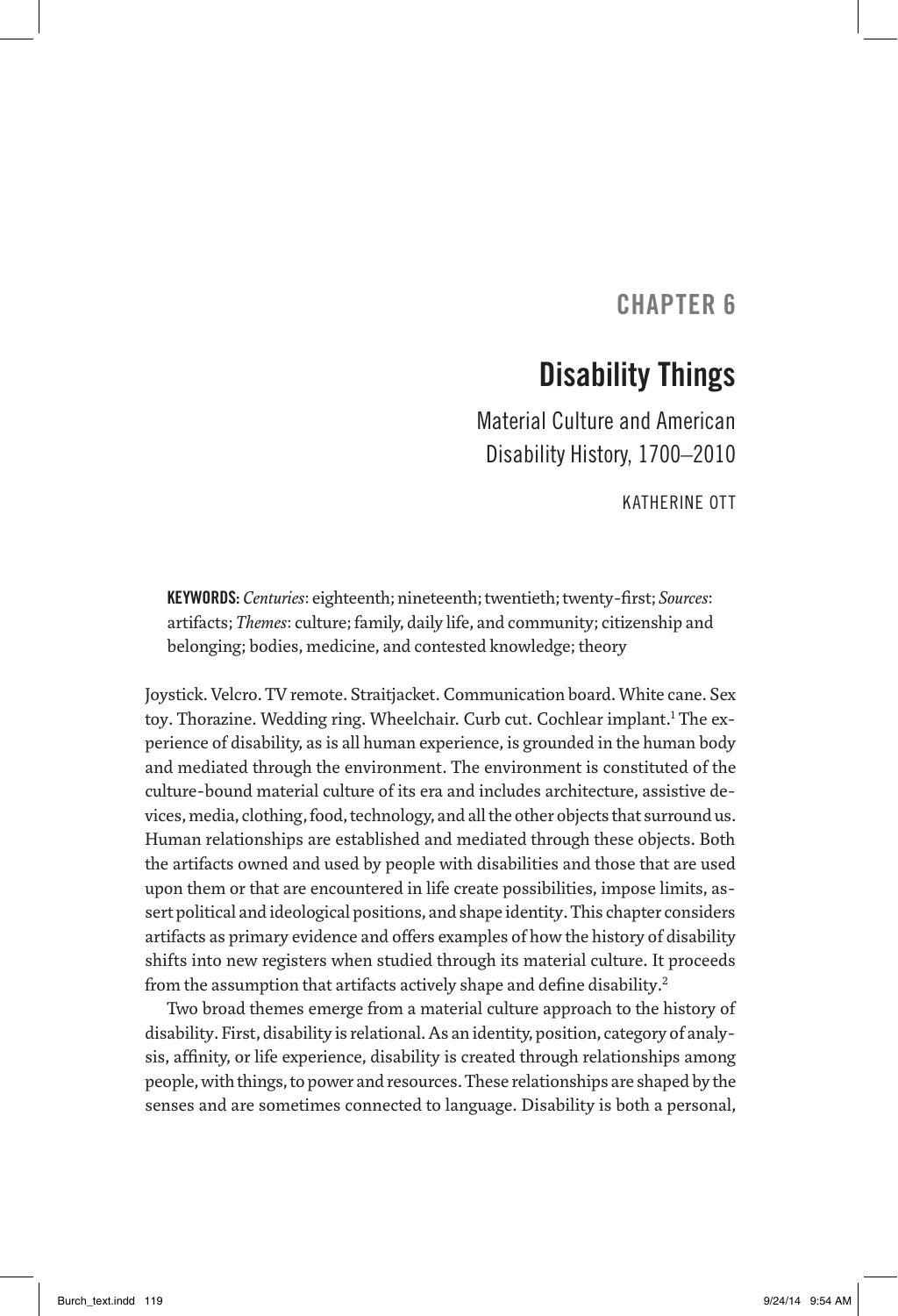# CHAPTER 6

## Disability Things

### Material Culture and American Disability History, 1700–2010

KATHERINE OTT

**KEYWORDS:** *Centuries*: eighteenth; nineteenth; twentieth; twenty-first; *Sources*: artifacts; *Themes*: culture; family, daily life, and community; citizenship and belonging; bodies, medicine, and contested knowledge; theory

Joystick. Velcro. TV remote. Straitjacket. Communication board. White cane. Sex toy. Thorazine. Wedding ring. Wheelchair. Curb cut. Cochlear implant.[1] The experience of disability, as is all human experience, is grounded in the human body and mediated through the environment. The environment is constituted of the culture-bound material culture of its era and includes architecture, assistive devices, media, clothing, food, technology, and all the other objects that surround us. Human relationships are established and mediated through these objects. Both the artifacts owned and used by people with disabilities and those that are used upon them or that are encountered in life create possibilities, impose limits, assert political and ideological positions, and shape identity. This chapter considers artifacts as primary evidence and offers examples of how the history of disability shifts into new registers when studied through its material culture. It proceeds from the assumption that artifacts actively shape and define disability.[2]

Two broad themes emerge from a material culture approach to the history of disability. First, disability is relational. As an identity, position, category of analysis, affinity, or life experience, disability is created through relationships among people, with things, to power and resources. These relationships are shaped by the senses and are sometimes connected to language. Disability is both a personal,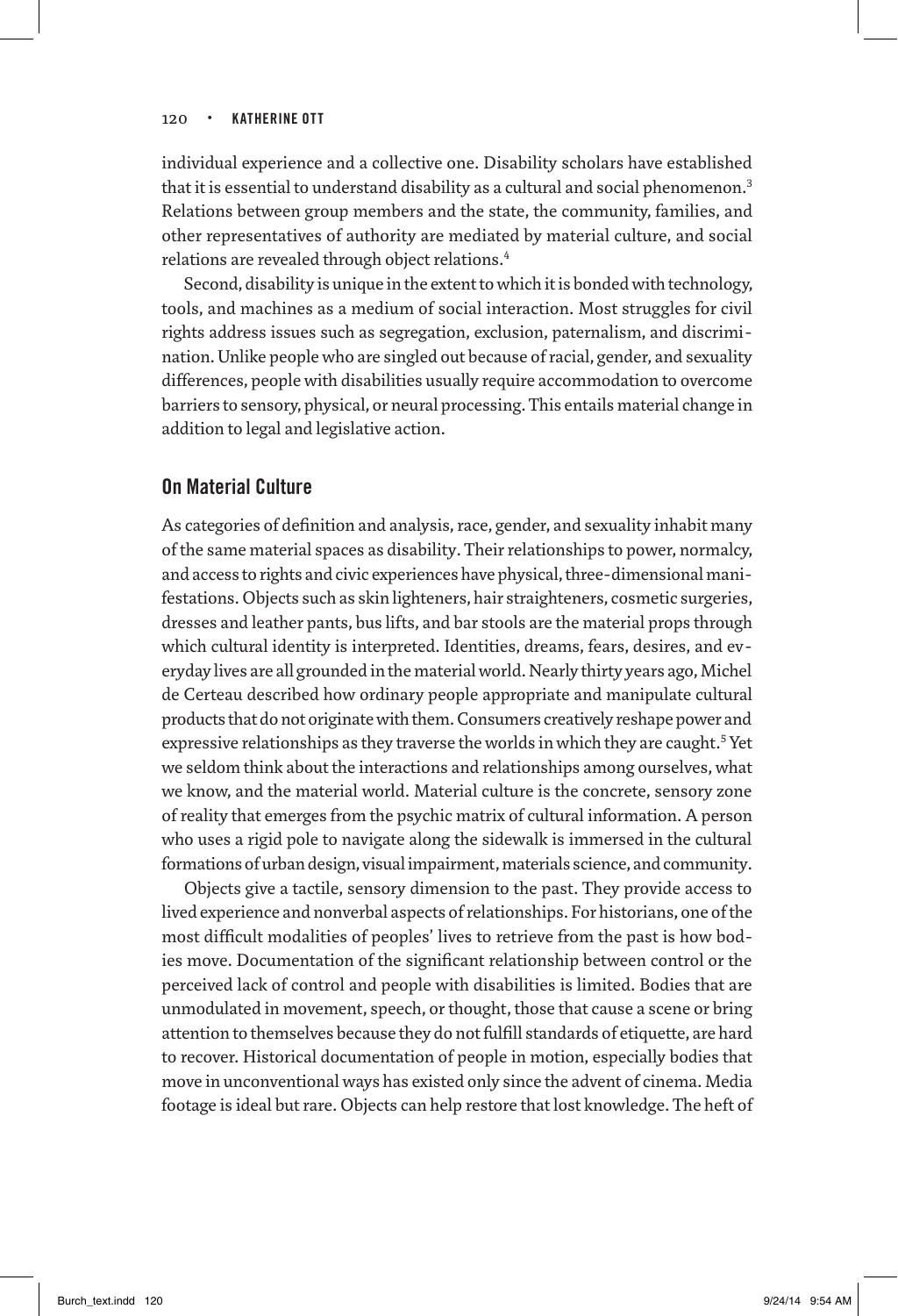individual experience and a collective one. Disability scholars have established that it is essential to understand disability as a cultural and social phenomenon.[3] Relations between group members and the state, the community, families, and other representatives of authority are mediated by material culture, and social relations are revealed through object relations.[4]

Second, disability is unique in the extent to which it is bonded with technology, tools, and machines as a medium of social interaction. Most struggles for civil rights address issues such as segregation, exclusion, paternalism, and discrimination. Unlike people who are singled out because of racial, gender, and sexuality differences, people with disabilities usually require accommodation to overcome barriers to sensory, physical, or neural processing. This entails material change in addition to legal and legislative action.

## On Material Culture

As categories of definition and analysis, race, gender, and sexuality inhabit many of the same material spaces as disability. Their relationships to power, normalcy, and access to rights and civic experiences have physical, three-dimensional manifestations. Objects such as skin lighteners, hair straighteners, cosmetic surgeries, dresses and leather pants, bus lifts, and bar stools are the material props through which cultural identity is interpreted. Identities, dreams, fears, desires, and everyday lives are all grounded in the material world. Nearly thirty years ago, Michel de Certeau described how ordinary people appropriate and manipulate cultural products that do not originate with them. Consumers creatively reshape power and expressive relationships as they traverse the worlds in which they are caught.[5] Yet we seldom think about the interactions and relationships among ourselves, what we know, and the material world. Material culture is the concrete, sensory zone of reality that emerges from the psychic matrix of cultural information. A person who uses a rigid pole to navigate along the sidewalk is immersed in the cultural formations of urban design, visual impairment, materials science, and community.

Objects give a tactile, sensory dimension to the past. They provide access to lived experience and nonverbal aspects of relationships. For historians, one of the most difficult modalities of peoples' lives to retrieve from the past is how bodies move. Documentation of the significant relationship between control or the perceived lack of control and people with disabilities is limited. Bodies that are unmodulated in movement, speech, or thought, those that cause a scene or bring attention to themselves because they do not fulfill standards of etiquette, are hard to recover. Historical documentation of people in motion, especially bodies that move in unconventional ways has existed only since the advent of cinema. Media footage is ideal but rare. Objects can help restore that lost knowledge. The heft of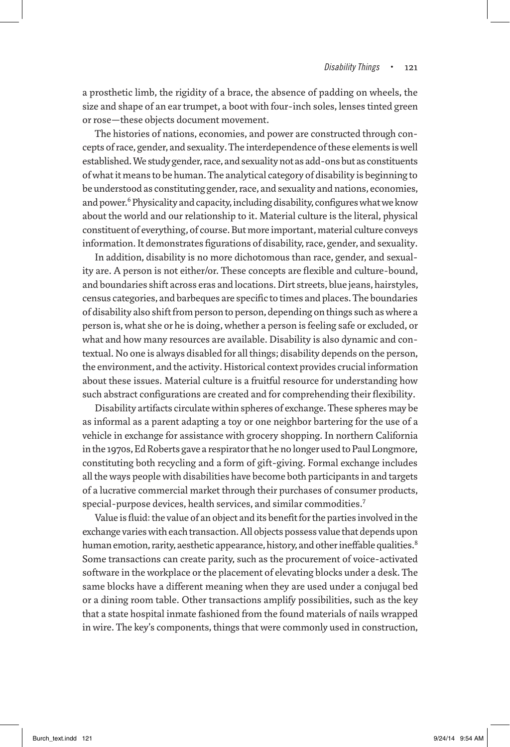a prosthetic limb, the rigidity of a brace, the absence of padding on wheels, the size and shape of an ear trumpet, a boot with four-inch soles, lenses tinted green or rose—these objects document movement.

The histories of nations, economies, and power are constructed through concepts of race, gender, and sexuality. The interdependence of these elements is well established. We study gender, race, and sexuality not as add-ons but as constituents of what it means to be human. The analytical category of disability is beginning to be understood as constituting gender, race, and sexuality and nations, economies, and power.[6] Physicality and capacity, including disability, configures what we know about the world and our relationship to it. Material culture is the literal, physical constituent of everything, of course. But more important, material culture conveys information. It demonstrates figurations of disability, race, gender, and sexuality.

In addition, disability is no more dichotomous than race, gender, and sexuality are. A person is not either/or. These concepts are flexible and culture-bound, and boundaries shift across eras and locations. Dirt streets, blue jeans, hairstyles, census categories, and barbeques are specific to times and places. The boundaries of disability also shift from person to person, depending on things such as where a person is, what she or he is doing, whether a person is feeling safe or excluded, or what and how many resources are available. Disability is also dynamic and contextual. No one is always disabled for all things; disability depends on the person, the environment, and the activity. Historical context provides crucial information about these issues. Material culture is a fruitful resource for understanding how such abstract configurations are created and for comprehending their flexibility.

Disability artifacts circulate within spheres of exchange. These spheres may be as informal as a parent adapting a toy or one neighbor bartering for the use of a vehicle in exchange for assistance with grocery shopping. In northern California in the 1970s, Ed Roberts gave a respirator that he no longer used to Paul Longmore, constituting both recycling and a form of gift-giving. Formal exchange includes all the ways people with disabilities have become both participants in and targets of a lucrative commercial market through their purchases of consumer products, special-purpose devices, health services, and similar commodities.[7]

Value is fluid: the value of an object and its benefit for the parties involved in the exchange varies with each transaction. All objects possess value that depends upon human emotion, rarity, aesthetic appearance, history, and other ineffable qualities.[8] Some transactions can create parity, such as the procurement of voice-activated software in the workplace or the placement of elevating blocks under a desk. The same blocks have a different meaning when they are used under a conjugal bed or a dining room table. Other transactions amplify possibilities, such as the key that a state hospital inmate fashioned from the found materials of nails wrapped in wire. The key's components, things that were commonly used in construction,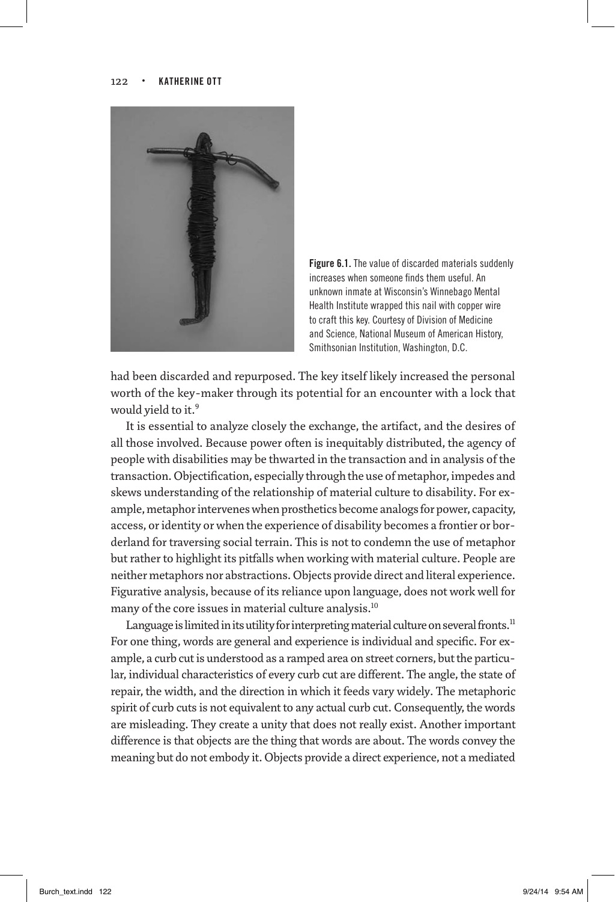Figure 6.1. The value of discarded materials suddenly increases when someone finds them useful. An unknown inmate at Wisconsin's Winnebago Mental Health Institute wrapped this nail with copper wire to craft this key. Courtesy of Division of Medicine and Science, National Museum of American History, Smithsonian Institution, Washington, D.C.

had been discarded and repurposed. The key itself likely increased the personal worth of the key-maker through its potential for an encounter with a lock that would yield to it.[9]

It is essential to analyze closely the exchange, the artifact, and the desires of all those involved. Because power often is inequitably distributed, the agency of people with disabilities may be thwarted in the transaction and in analysis of the transaction. Objectification, especially through the use of metaphor, impedes and skews understanding of the relationship of material culture to disability. For example, metaphor intervenes when prosthetics become analogs for power, capacity, access, or identity or when the experience of disability becomes a frontier or borderland for traversing social terrain. This is not to condemn the use of metaphor but rather to highlight its pitfalls when working with material culture. People are neither metaphors nor abstractions. Objects provide direct and literal experience. Figurative analysis, because of its reliance upon language, does not work well for many of the core issues in material culture analysis.[10]

Language is limited in its utility for interpreting material culture on several fronts.[11] For one thing, words are general and experience is individual and specific. For example, a curb cut is understood as a ramped area on street corners, but the particular, individual characteristics of every curb cut are different. The angle, the state of repair, the width, and the direction in which it feeds vary widely. The metaphoric spirit of curb cuts is not equivalent to any actual curb cut. Consequently, the words are misleading. They create a unity that does not really exist. Another important difference is that objects are the thing that words are about. The words convey the meaning but do not embody it. Objects provide a direct experience, not a mediated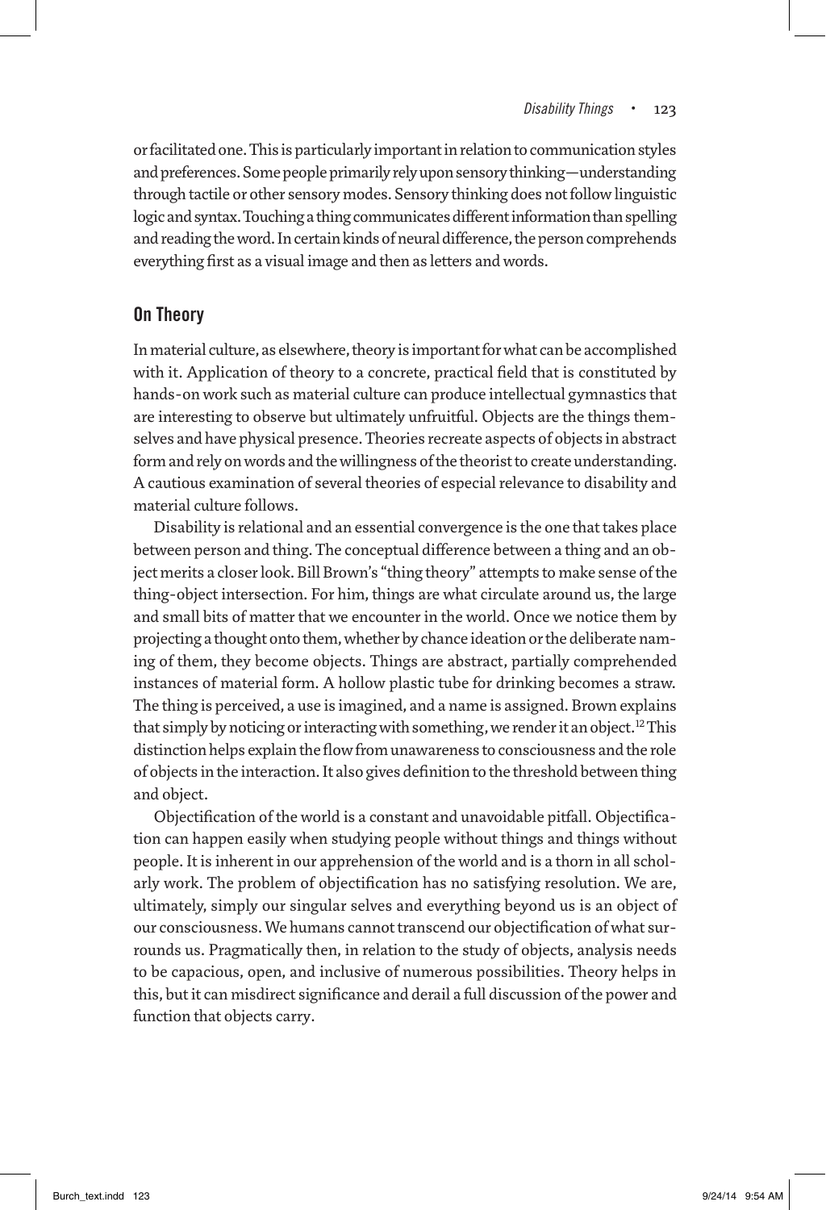or facilitated one. This is particularly important in relation to communication styles and preferences. Some people primarily rely upon sensory thinking—understanding through tactile or other sensory modes. Sensory thinking does not follow linguistic logic and syntax. Touching a thing communicates different information than spelling and reading the word. In certain kinds of neural difference, the person comprehends everything first as a visual image and then as letters and words.

## On Theory

In material culture, as elsewhere, theory is important for what can be accomplished with it. Application of theory to a concrete, practical field that is constituted by hands-on work such as material culture can produce intellectual gymnastics that are interesting to observe but ultimately unfruitful. Objects are the things themselves and have physical presence. Theories recreate aspects of objects in abstract form and rely on words and the willingness of the theorist to create understanding. A cautious examination of several theories of especial relevance to disability and material culture follows.

Disability is relational and an essential convergence is the one that takes place between person and thing. The conceptual difference between a thing and an object merits a closer look. Bill Brown's "thing theory" attempts to make sense of the thing-object intersection. For him, things are what circulate around us, the large and small bits of matter that we encounter in the world. Once we notice them by projecting a thought onto them, whether by chance ideation or the deliberate naming of them, they become objects. Things are abstract, partially comprehended instances of material form. A hollow plastic tube for drinking becomes a straw. The thing is perceived, a use is imagined, and a name is assigned. Brown explains that simply by noticing or interacting with something, we render it an object.[12] This distinction helps explain the flow from unawareness to consciousness and the role of objects in the interaction. It also gives definition to the threshold between thing and object.

Objectification of the world is a constant and unavoidable pitfall. Objectification can happen easily when studying people without things and things without people. It is inherent in our apprehension of the world and is a thorn in all scholarly work. The problem of objectification has no satisfying resolution. We are, ultimately, simply our singular selves and everything beyond us is an object of our consciousness. We humans cannot transcend our objectification of what surrounds us. Pragmatically then, in relation to the study of objects, analysis needs to be capacious, open, and inclusive of numerous possibilities. Theory helps in this, but it can misdirect significance and derail a full discussion of the power and function that objects carry.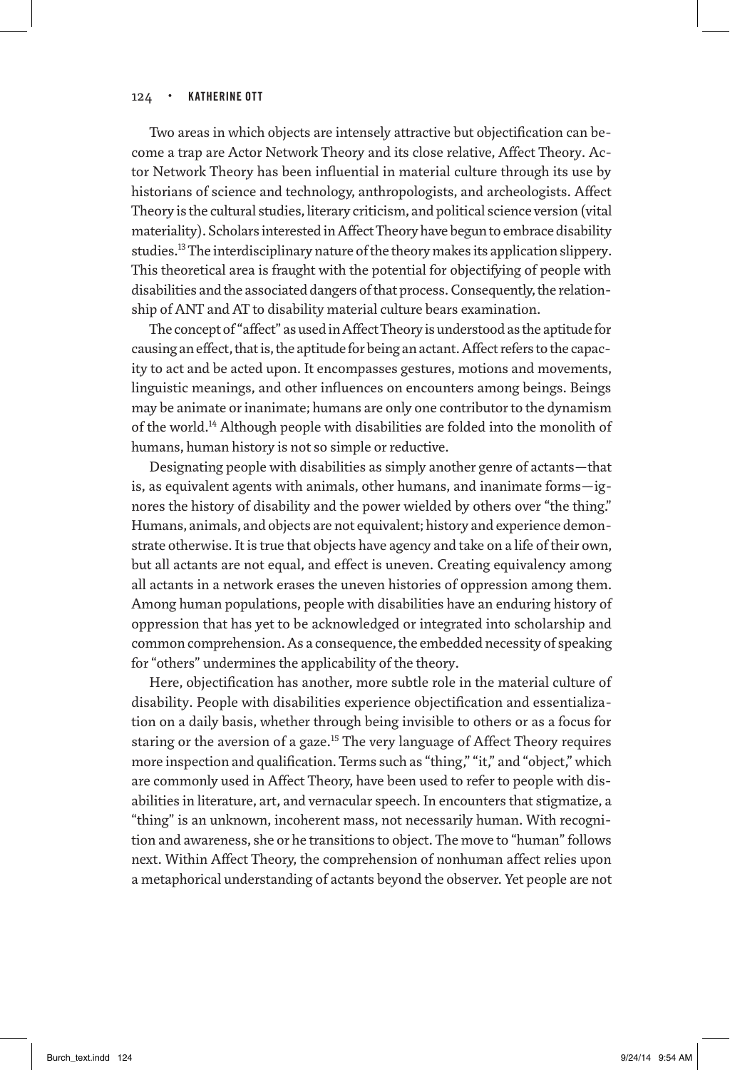Two areas in which objects are intensely attractive but objectification can become a trap are Actor Network Theory and its close relative, Affect Theory. Actor Network Theory has been influential in material culture through its use by historians of science and technology, anthropologists, and archeologists. Affect Theory is the cultural studies, literary criticism, and political science version (vital materiality). Scholars interested in Affect Theory have begun to embrace disability studies.[13] The interdisciplinary nature of the theory makes its application slippery. This theoretical area is fraught with the potential for objectifying of people with disabilities and the associated dangers of that process. Consequently, the relationship of ANT and AT to disability material culture bears examination.

The concept of "affect" as used in Affect Theory is understood as the aptitude for causing an effect, that is, the aptitude for being an actant. Affect refers to the capacity to act and be acted upon. It encompasses gestures, motions and movements, linguistic meanings, and other influences on encounters among beings. Beings may be animate or inanimate; humans are only one contributor to the dynamism of the world.[14] Although people with disabilities are folded into the monolith of humans, human history is not so simple or reductive.

Designating people with disabilities as simply another genre of actants—that is, as equivalent agents with animals, other humans, and inanimate forms—ignores the history of disability and the power wielded by others over "the thing." Humans, animals, and objects are not equivalent; history and experience demonstrate otherwise. It is true that objects have agency and take on a life of their own, but all actants are not equal, and effect is uneven. Creating equivalency among all actants in a network erases the uneven histories of oppression among them. Among human populations, people with disabilities have an enduring history of oppression that has yet to be acknowledged or integrated into scholarship and common comprehension. As a consequence, the embedded necessity of speaking for "others" undermines the applicability of the theory.

Here, objectification has another, more subtle role in the material culture of disability. People with disabilities experience objectification and essentialization on a daily basis, whether through being invisible to others or as a focus for staring or the aversion of a gaze.[15] The very language of Affect Theory requires more inspection and qualification. Terms such as "thing," "it," and "object," which are commonly used in Affect Theory, have been used to refer to people with disabilities in literature, art, and vernacular speech. In encounters that stigmatize, a "thing" is an unknown, incoherent mass, not necessarily human. With recognition and awareness, she or he transitions to object. The move to "human" follows next. Within Affect Theory, the comprehension of nonhuman affect relies upon a metaphorical understanding of actants beyond the observer. Yet people are not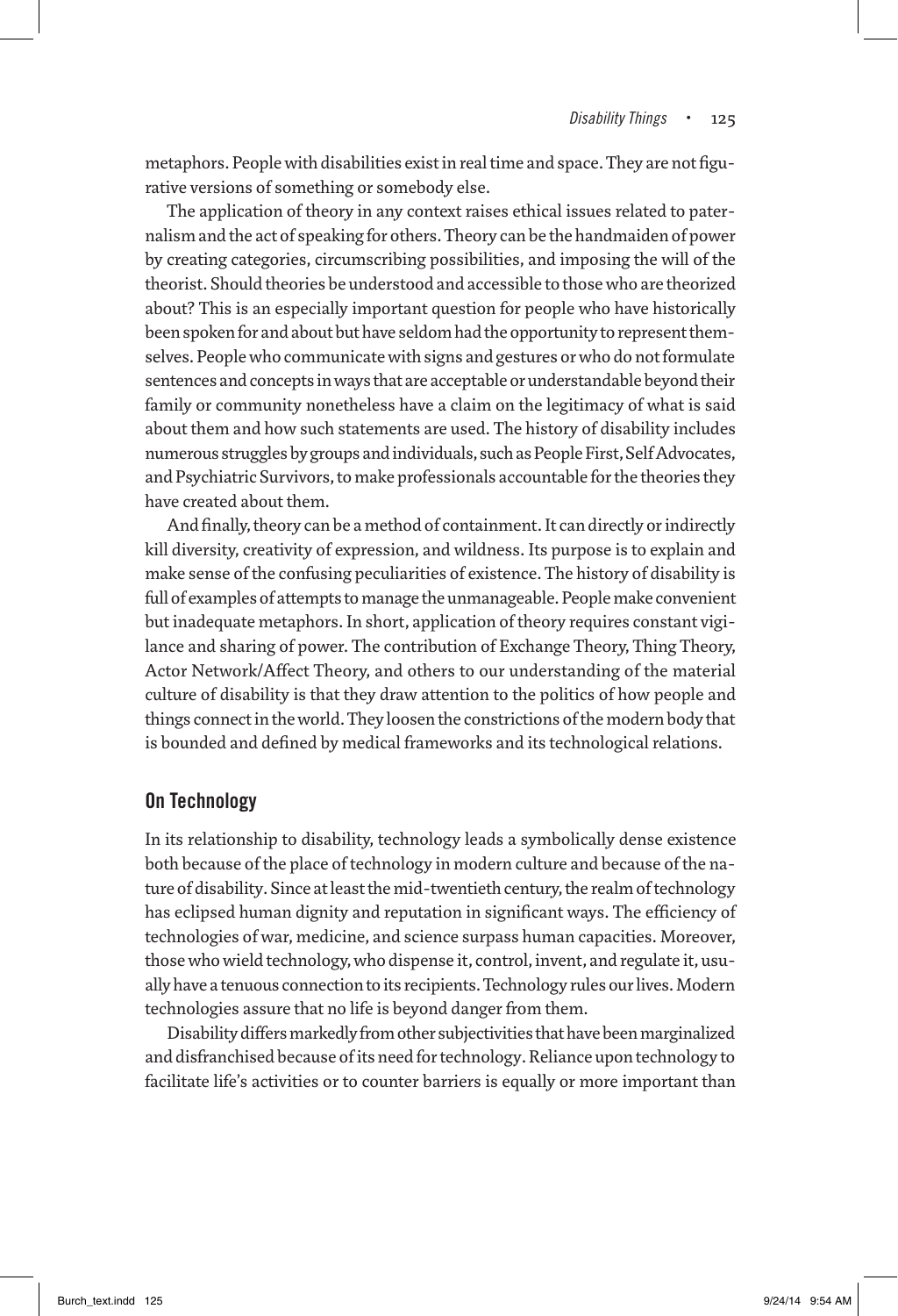metaphors. People with disabilities exist in real time and space. They are not figurative versions of something or somebody else.

The application of theory in any context raises ethical issues related to paternalism and the act of speaking for others. Theory can be the handmaiden of power by creating categories, circumscribing possibilities, and imposing the will of the theorist. Should theories be understood and accessible to those who are theorized about? This is an especially important question for people who have historically been spoken for and about but have seldom had the opportunity to represent themselves. People who communicate with signs and gestures or who do not formulate sentences and concepts in ways that are acceptable or understandable beyond their family or community nonetheless have a claim on the legitimacy of what is said about them and how such statements are used. The history of disability includes numerous struggles by groups and individuals, such as People First, Self Advocates, and Psychiatric Survivors, to make professionals accountable for the theories they have created about them.

And finally, theory can be a method of containment. It can directly or indirectly kill diversity, creativity of expression, and wildness. Its purpose is to explain and make sense of the confusing peculiarities of existence. The history of disability is full of examples of attempts to manage the unmanageable. People make convenient but inadequate metaphors. In short, application of theory requires constant vigilance and sharing of power. The contribution of Exchange Theory, Thing Theory, Actor Network/Affect Theory, and others to our understanding of the material culture of disability is that they draw attention to the politics of how people and things connect in the world. They loosen the constrictions of the modern body that is bounded and defined by medical frameworks and its technological relations.

## On Technology

In its relationship to disability, technology leads a symbolically dense existence both because of the place of technology in modern culture and because of the nature of disability. Since at least the mid-twentieth century, the realm of technology has eclipsed human dignity and reputation in significant ways. The efficiency of technologies of war, medicine, and science surpass human capacities. Moreover, those who wield technology, who dispense it, control, invent, and regulate it, usually have a tenuous connection to its recipients. Technology rules our lives. Modern technologies assure that no life is beyond danger from them.

Disability differs markedly from other subjectivities that have been marginalized and disfranchised because of its need for technology. Reliance upon technology to facilitate life's activities or to counter barriers is equally or more important than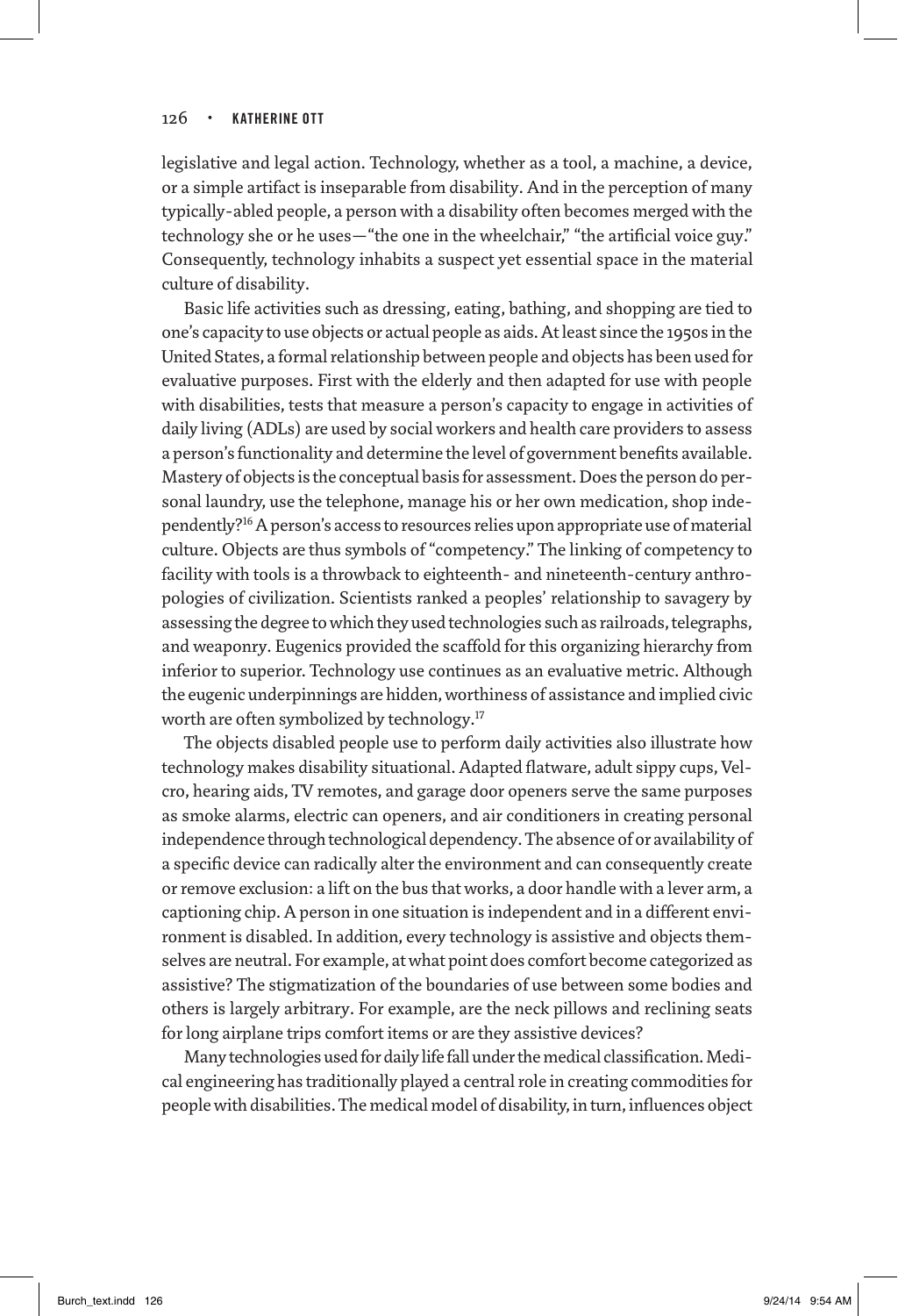legislative and legal action. Technology, whether as a tool, a machine, a device, or a simple artifact is inseparable from disability. And in the perception of many typically-abled people, a person with a disability often becomes merged with the technology she or he uses—"the one in the wheelchair," "the artificial voice guy." Consequently, technology inhabits a suspect yet essential space in the material culture of disability.

Basic life activities such as dressing, eating, bathing, and shopping are tied to one's capacity to use objects or actual people as aids. At least since the 1950s in the United States, a formal relationship between people and objects has been used for evaluative purposes. First with the elderly and then adapted for use with people with disabilities, tests that measure a person's capacity to engage in activities of daily living (ADLs) are used by social workers and health care providers to assess a person's functionality and determine the level of government benefits available. Mastery of objects is the conceptual basis for assessment. Does the person do personal laundry, use the telephone, manage his or her own medication, shop independently?[16] A person's access to resources relies upon appropriate use of material culture. Objects are thus symbols of "competency." The linking of competency to facility with tools is a throwback to eighteenth- and nineteenth-century anthropologies of civilization. Scientists ranked a peoples' relationship to savagery by assessing the degree to which they used technologies such as railroads, telegraphs, and weaponry. Eugenics provided the scaffold for this organizing hierarchy from inferior to superior. Technology use continues as an evaluative metric. Although the eugenic underpinnings are hidden, worthiness of assistance and implied civic worth are often symbolized by technology.[17]

The objects disabled people use to perform daily activities also illustrate how technology makes disability situational. Adapted flatware, adult sippy cups, Velcro, hearing aids, TV remotes, and garage door openers serve the same purposes as smoke alarms, electric can openers, and air conditioners in creating personal independence through technological dependency. The absence of or availability of a specific device can radically alter the environment and can consequently create or remove exclusion: a lift on the bus that works, a door handle with a lever arm, a captioning chip. A person in one situation is independent and in a different environment is disabled. In addition, every technology is assistive and objects themselves are neutral. For example, at what point does comfort become categorized as assistive? The stigmatization of the boundaries of use between some bodies and others is largely arbitrary. For example, are the neck pillows and reclining seats for long airplane trips comfort items or are they assistive devices?

Many technologies used for daily life fall under the medical classification. Medical engineering has traditionally played a central role in creating commodities for people with disabilities. The medical model of disability, in turn, influences object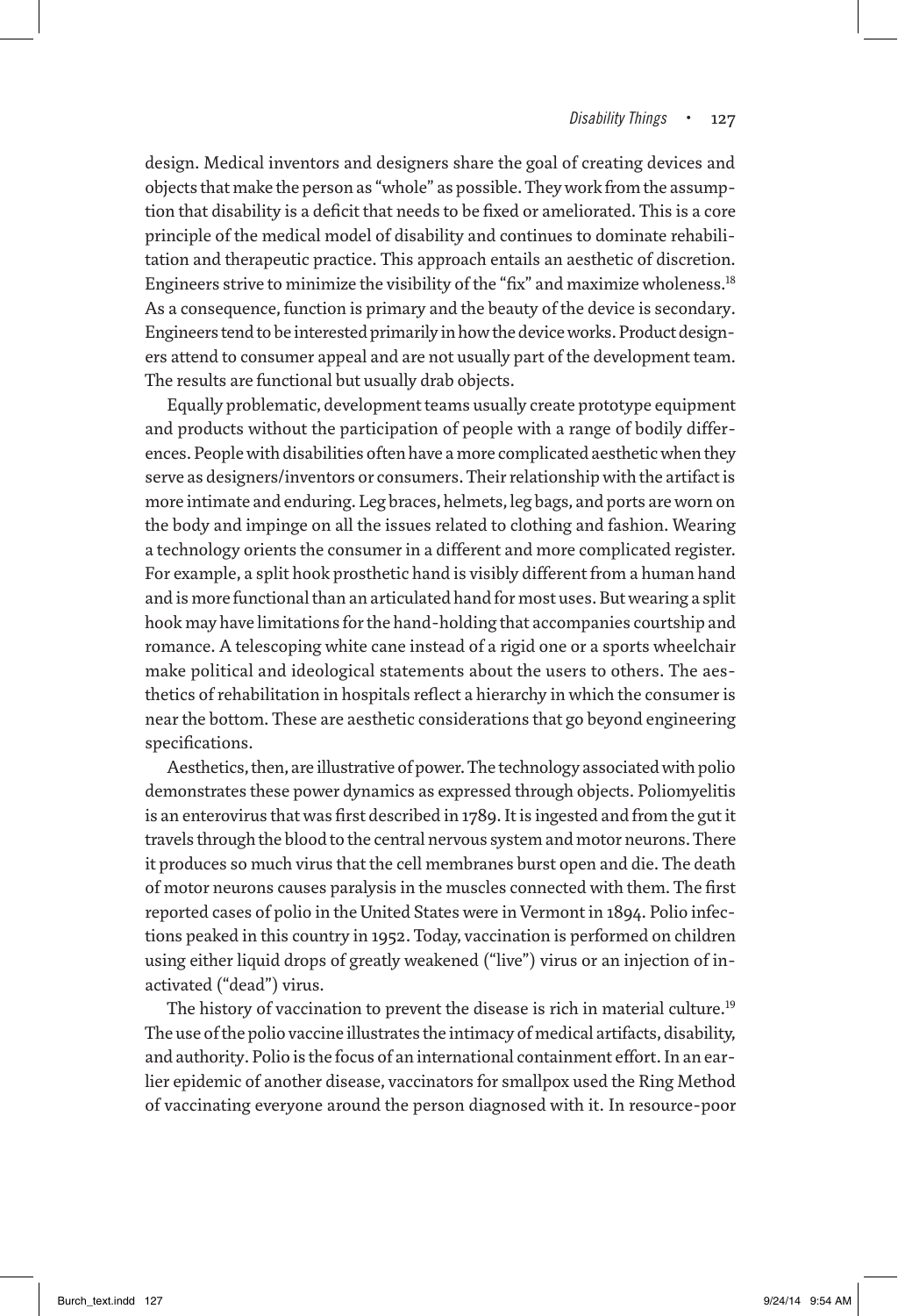design. Medical inventors and designers share the goal of creating devices and objects that make the person as "whole" as possible. They work from the assumption that disability is a deficit that needs to be fixed or ameliorated. This is a core principle of the medical model of disability and continues to dominate rehabilitation and therapeutic practice. This approach entails an aesthetic of discretion. Engineers strive to minimize the visibility of the "fix" and maximize wholeness.[18] As a consequence, function is primary and the beauty of the device is secondary. Engineers tend to be interested primarily in how the device works. Product designers attend to consumer appeal and are not usually part of the development team. The results are functional but usually drab objects.

Equally problematic, development teams usually create prototype equipment and products without the participation of people with a range of bodily differences. People with disabilities often have a more complicated aesthetic when they serve as designers/inventors or consumers. Their relationship with the artifact is more intimate and enduring. Leg braces, helmets, leg bags, and ports are worn on the body and impinge on all the issues related to clothing and fashion. Wearing a technology orients the consumer in a different and more complicated register. For example, a split hook prosthetic hand is visibly different from a human hand and is more functional than an articulated hand for most uses. But wearing a split hook may have limitations for the hand-holding that accompanies courtship and romance. A telescoping white cane instead of a rigid one or a sports wheelchair make political and ideological statements about the users to others. The aesthetics of rehabilitation in hospitals reflect a hierarchy in which the consumer is near the bottom. These are aesthetic considerations that go beyond engineering specifications.

Aesthetics, then, are illustrative of power. The technology associated with polio demonstrates these power dynamics as expressed through objects. Poliomyelitis is an enterovirus that was first described in 1789. It is ingested and from the gut it travels through the blood to the central nervous system and motor neurons. There it produces so much virus that the cell membranes burst open and die. The death of motor neurons causes paralysis in the muscles connected with them. The first reported cases of polio in the United States were in Vermont in 1894. Polio infections peaked in this country in 1952. Today, vaccination is performed on children using either liquid drops of greatly weakened ("live") virus or an injection of inactivated ("dead") virus.

The history of vaccination to prevent the disease is rich in material culture.[19] The use of the polio vaccine illustrates the intimacy of medical artifacts, disability, and authority. Polio is the focus of an international containment effort. In an earlier epidemic of another disease, vaccinators for smallpox used the Ring Method of vaccinating everyone around the person diagnosed with it. In resource-poor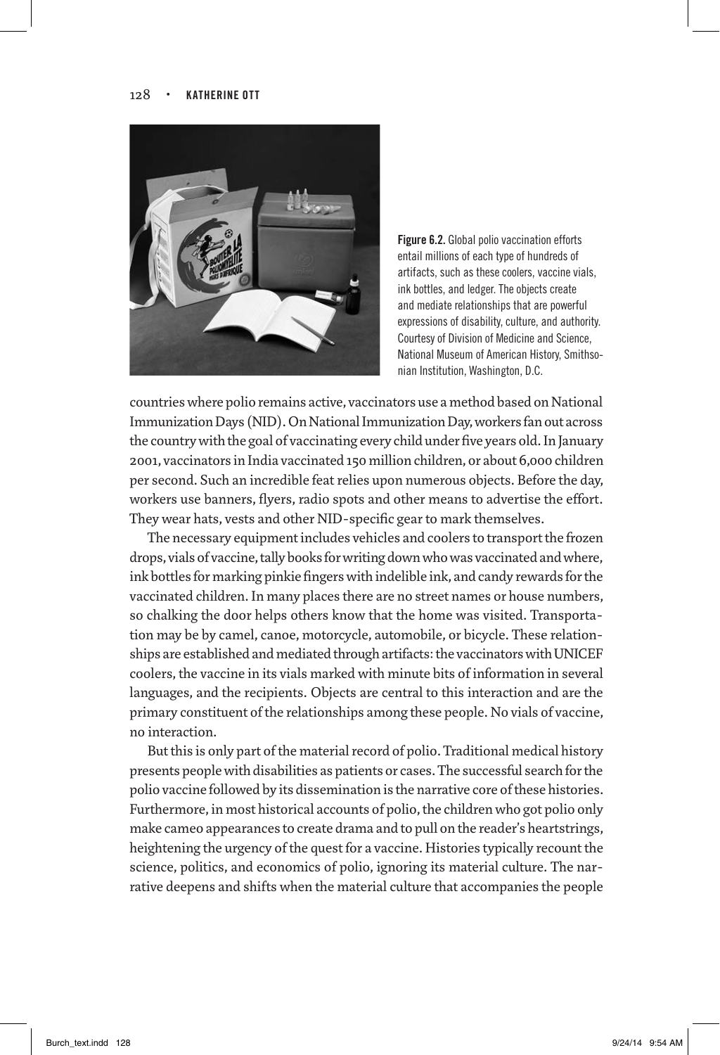Figure 6.2. Global polio vaccination efforts entail millions of each type of hundreds of artifacts, such as these coolers, vaccine vials, ink bottles, and ledger. The objects create and mediate relationships that are powerful expressions of disability, culture, and authority. Courtesy of Division of Medicine and Science, National Museum of American History, Smithsonian Institution, Washington, D.C.

countries where polio remains active, vaccinators use a method based on National Immunization Days (NID). On National Immunization Day, workers fan out across the country with the goal of vaccinating every child under five years old. In January 2001, vaccinators in India vaccinated 150 million children, or about 6,000 children per second. Such an incredible feat relies upon numerous objects. Before the day, workers use banners, flyers, radio spots and other means to advertise the effort. They wear hats, vests and other NID-specific gear to mark themselves.

The necessary equipment includes vehicles and coolers to transport the frozen drops, vials of vaccine, tally books for writing down who was vaccinated and where, ink bottles for marking pinkie fingers with indelible ink, and candy rewards for the vaccinated children. In many places there are no street names or house numbers, so chalking the door helps others know that the home was visited. Transportation may be by camel, canoe, motorcycle, automobile, or bicycle. These relationships are established and mediated through artifacts: the vaccinators with UNICEF coolers, the vaccine in its vials marked with minute bits of information in several languages, and the recipients. Objects are central to this interaction and are the primary constituent of the relationships among these people. No vials of vaccine, no interaction.

But this is only part of the material record of polio. Traditional medical history presents people with disabilities as patients or cases. The successful search for the polio vaccine followed by its dissemination is the narrative core of these histories. Furthermore, in most historical accounts of polio, the children who got polio only make cameo appearances to create drama and to pull on the reader's heartstrings, heightening the urgency of the quest for a vaccine. Histories typically recount the science, politics, and economics of polio, ignoring its material culture. The narrative deepens and shifts when the material culture that accompanies the people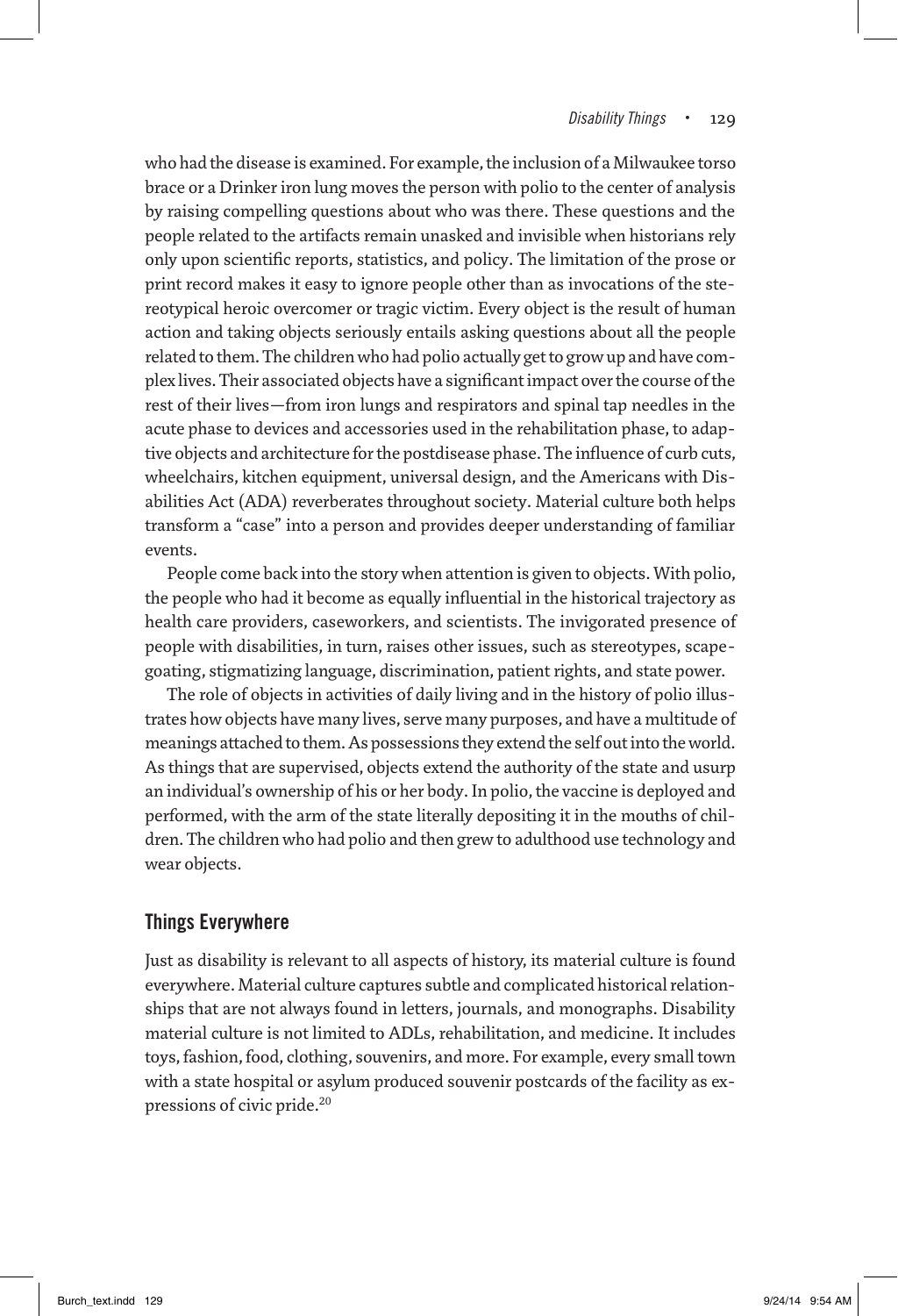who had the disease is examined. For example, the inclusion of a Milwaukee torso brace or a Drinker iron lung moves the person with polio to the center of analysis by raising compelling questions about who was there. These questions and the people related to the artifacts remain unasked and invisible when historians rely only upon scientific reports, statistics, and policy. The limitation of the prose or print record makes it easy to ignore people other than as invocations of the stereotypical heroic overcomer or tragic victim. Every object is the result of human action and taking objects seriously entails asking questions about all the people related to them. The children who had polio actually get to grow up and have complex lives. Their associated objects have a significant impact over the course of the rest of their lives—from iron lungs and respirators and spinal tap needles in the acute phase to devices and accessories used in the rehabilitation phase, to adaptive objects and architecture for the postdisease phase. The influence of curb cuts, wheelchairs, kitchen equipment, universal design, and the Americans with Disabilities Act (ADA) reverberates throughout society. Material culture both helps transform a "case" into a person and provides deeper understanding of familiar events.

People come back into the story when attention is given to objects. With polio, the people who had it become as equally influential in the historical trajectory as health care providers, caseworkers, and scientists. The invigorated presence of people with disabilities, in turn, raises other issues, such as stereotypes, scapegoating, stigmatizing language, discrimination, patient rights, and state power.

The role of objects in activities of daily living and in the history of polio illustrates how objects have many lives, serve many purposes, and have a multitude of meanings attached to them. As possessions they extend the self out into the world. As things that are supervised, objects extend the authority of the state and usurp an individual's ownership of his or her body. In polio, the vaccine is deployed and performed, with the arm of the state literally depositing it in the mouths of children. The children who had polio and then grew to adulthood use technology and wear objects.

## Things Everywhere

Just as disability is relevant to all aspects of history, its material culture is found everywhere. Material culture captures subtle and complicated historical relationships that are not always found in letters, journals, and monographs. Disability material culture is not limited to ADLs, rehabilitation, and medicine. It includes toys, fashion, food, clothing, souvenirs, and more. For example, every small town with a state hospital or asylum produced souvenir postcards of the facility as expressions of civic pride.[20]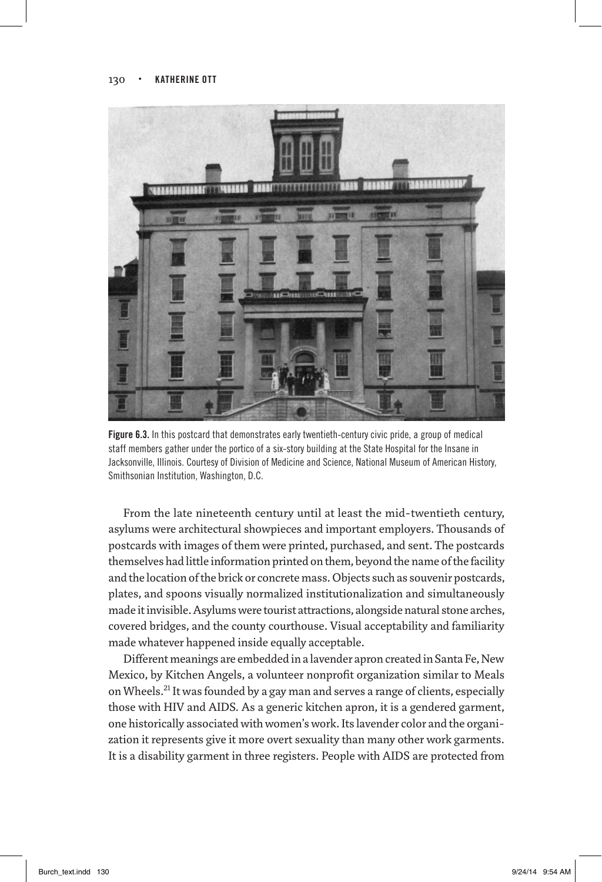Figure 6.3. In this postcard that demonstrates early twentieth-century civic pride, a group of medical staff members gather under the portico of a six-story building at the State Hospital for the Insane in Jacksonville, Illinois. Courtesy of Division of Medicine and Science, National Museum of American History, Smithsonian Institution, Washington, D.C.

From the late nineteenth century until at least the mid-twentieth century, asylums were architectural showpieces and important employers. Thousands of postcards with images of them were printed, purchased, and sent. The postcards themselves had little information printed on them, beyond the name of the facility and the location of the brick or concrete mass. Objects such as souvenir postcards, plates, and spoons visually normalized institutionalization and simultaneously made it invisible. Asylums were tourist attractions, alongside natural stone arches, covered bridges, and the county courthouse. Visual acceptability and familiarity made whatever happened inside equally acceptable.

Different meanings are embedded in a lavender apron created in Santa Fe, New Mexico, by Kitchen Angels, a volunteer nonprofit organization similar to Meals on Wheels.[21] It was founded by a gay man and serves a range of clients, especially those with HIV and AIDS. As a generic kitchen apron, it is a gendered garment, one historically associated with women's work. Its lavender color and the organization it represents give it more overt sexuality than many other work garments. It is a disability garment in three registers. People with AIDS are protected from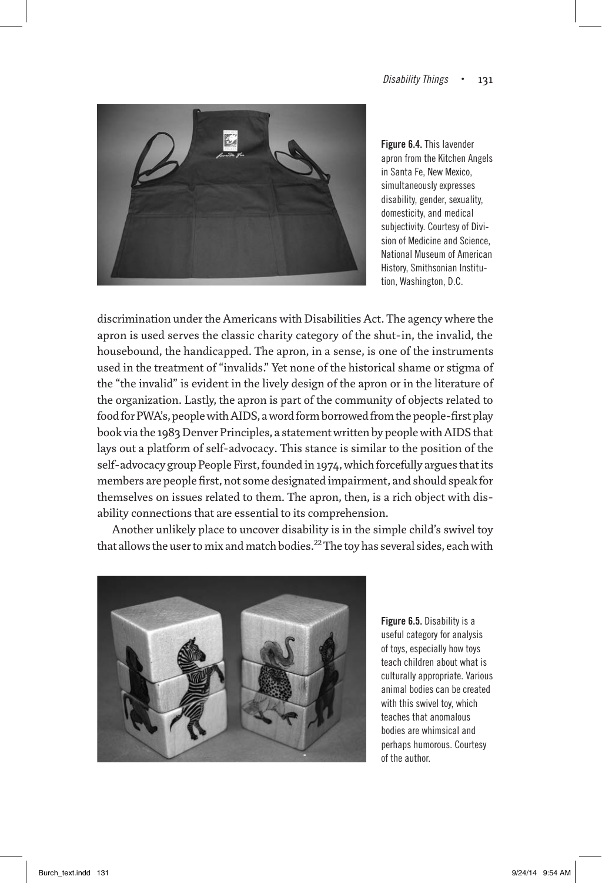Figure 6.4. This lavender apron from the Kitchen Angels in Santa Fe, New Mexico, simultaneously expresses disability, gender, sexuality, domesticity, and medical subjectivity. Courtesy of Division of Medicine and Science, National Museum of American History, Smithsonian Institution, Washington, D.C.

discrimination under the Americans with Disabilities Act. The agency where the apron is used serves the classic charity category of the shut-in, the invalid, the housebound, the handicapped. The apron, in a sense, is one of the instruments used in the treatment of "invalids." Yet none of the historical shame or stigma of the "the invalid" is evident in the lively design of the apron or in the literature of the organization. Lastly, the apron is part of the community of objects related to food for PWA's, people with AIDS, a word form borrowed from the people-first play book via the 1983 Denver Principles, a statement written by people with AIDS that lays out a platform of self-advocacy. This stance is similar to the position of the self-advocacy group People First, founded in 1974, which forcefully argues that its members are people first, not some designated impairment, and should speak for themselves on issues related to them. The apron, then, is a rich object with disability connections that are essential to its comprehension.

Another unlikely place to uncover disability is in the simple child's swivel toy that allows the user to mix and match bodies.[22] The toy has several sides, each with

Figure 6.5. Disability is a useful category for analysis of toys, especially how toys teach children about what is culturally appropriate. Various animal bodies can be created with this swivel toy, which teaches that anomalous bodies are whimsical and perhaps humorous. Courtesy of the author.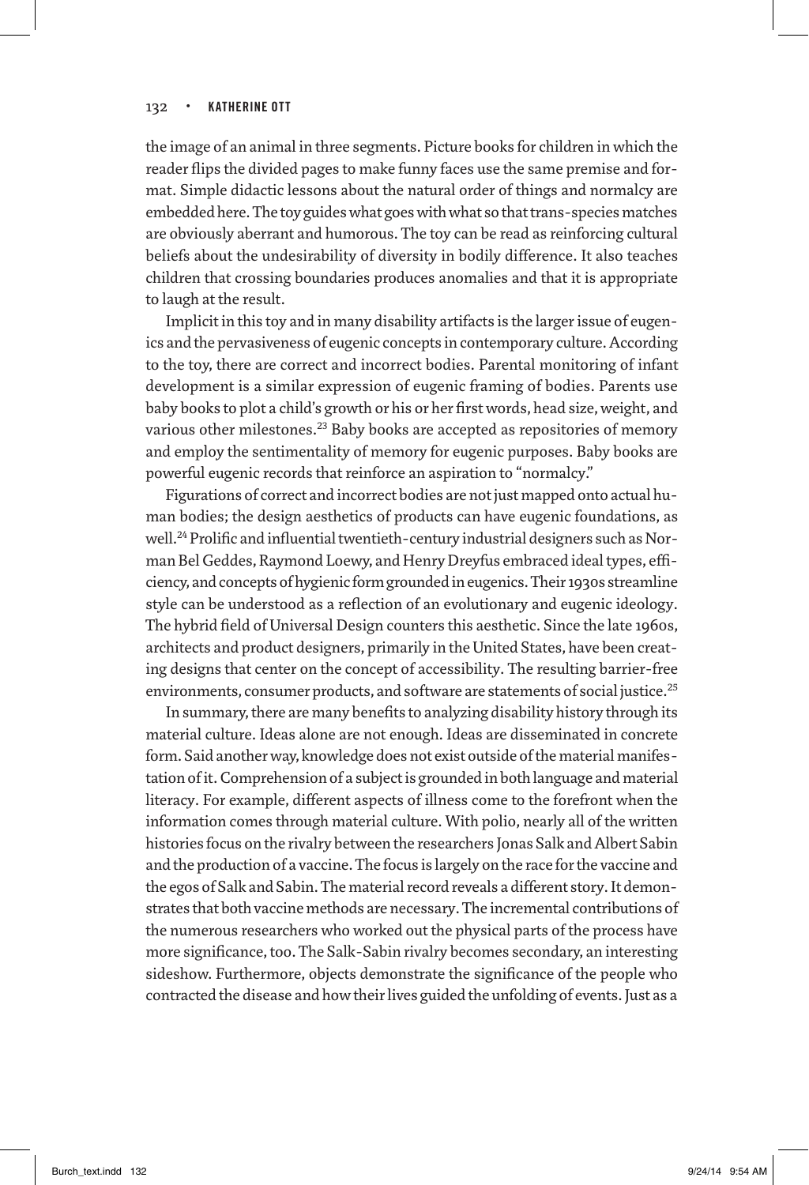the image of an animal in three segments. Picture books for children in which the reader flips the divided pages to make funny faces use the same premise and format. Simple didactic lessons about the natural order of things and normalcy are embedded here. The toy guides what goes with what so that trans-species matches are obviously aberrant and humorous. The toy can be read as reinforcing cultural beliefs about the undesirability of diversity in bodily difference. It also teaches children that crossing boundaries produces anomalies and that it is appropriate to laugh at the result.

Implicit in this toy and in many disability artifacts is the larger issue of eugenics and the pervasiveness of eugenic concepts in contemporary culture. According to the toy, there are correct and incorrect bodies. Parental monitoring of infant development is a similar expression of eugenic framing of bodies. Parents use baby books to plot a child's growth or his or her first words, head size, weight, and various other milestones.[23] Baby books are accepted as repositories of memory and employ the sentimentality of memory for eugenic purposes. Baby books are powerful eugenic records that reinforce an aspiration to "normalcy."

Figurations of correct and incorrect bodies are not just mapped onto actual human bodies; the design aesthetics of products can have eugenic foundations, as well.[24] Prolific and influential twentieth-century industrial designers such as Norman Bel Geddes, Raymond Loewy, and Henry Dreyfus embraced ideal types, efficiency, and concepts of hygienic form grounded in eugenics. Their 1930s streamline style can be understood as a reflection of an evolutionary and eugenic ideology. The hybrid field of Universal Design counters this aesthetic. Since the late 1960s, architects and product designers, primarily in the United States, have been creating designs that center on the concept of accessibility. The resulting barrier-free environments, consumer products, and software are statements of social justice.[25]

In summary, there are many benefits to analyzing disability history through its material culture. Ideas alone are not enough. Ideas are disseminated in concrete form. Said another way, knowledge does not exist outside of the material manifestation of it. Comprehension of a subject is grounded in both language and material literacy. For example, different aspects of illness come to the forefront when the information comes through material culture. With polio, nearly all of the written histories focus on the rivalry between the researchers Jonas Salk and Albert Sabin and the production of a vaccine. The focus is largely on the race for the vaccine and the egos of Salk and Sabin. The material record reveals a different story. It demonstrates that both vaccine methods are necessary. The incremental contributions of the numerous researchers who worked out the physical parts of the process have more significance, too. The Salk-Sabin rivalry becomes secondary, an interesting sideshow. Furthermore, objects demonstrate the significance of the people who contracted the disease and how their lives guided the unfolding of events. Just as a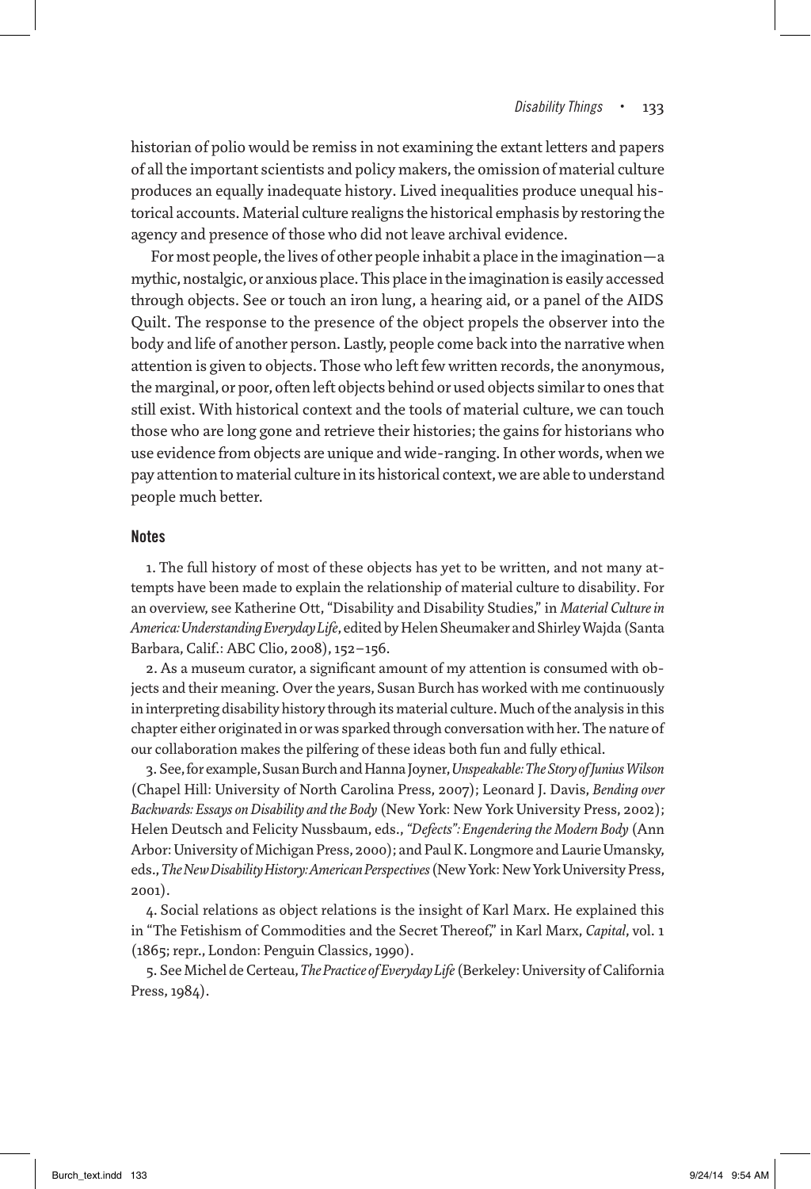historian of polio would be remiss in not examining the extant letters and papers of all the important scientists and policy makers, the omission of material culture produces an equally inadequate history. Lived inequalities produce unequal historical accounts. Material culture realigns the historical emphasis by restoring the agency and presence of those who did not leave archival evidence.

For most people, the lives of other people inhabit a place in the imagination—a mythic, nostalgic, or anxious place. This place in the imagination is easily accessed through objects. See or touch an iron lung, a hearing aid, or a panel of the AIDS Quilt. The response to the presence of the object propels the observer into the body and life of another person. Lastly, people come back into the narrative when attention is given to objects. Those who left few written records, the anonymous, the marginal, or poor, often left objects behind or used objects similar to ones that still exist. With historical context and the tools of material culture, we can touch those who are long gone and retrieve their histories; the gains for historians who use evidence from objects are unique and wide-ranging. In other words, when we pay attention to material culture in its historical context, we are able to understand people much better.

## Notes

1. The full history of most of these objects has yet to be written, and not many attempts have been made to explain the relationship of material culture to disability. For an overview, see Katherine Ott, "Disability and Disability Studies," in *Material Culture in America: Understanding Everyday Life*, edited by Helen Sheumaker and Shirley Wajda (Santa Barbara, Calif.: ABC Clio, 2008), 152–156.

2. As a museum curator, a significant amount of my attention is consumed with objects and their meaning. Over the years, Susan Burch has worked with me continuously in interpreting disability history through its material culture. Much of the analysis in this chapter either originated in or was sparked through conversation with her. The nature of our collaboration makes the pilfering of these ideas both fun and fully ethical.

3. See, for example, Susan Burch and Hanna Joyner, *Unspeakable: The Story of Junius Wilson* (Chapel Hill: University of North Carolina Press, 2007); Leonard J. Davis, *Bending over Backwards: Essays on Disability and the Body* (New York: New York University Press, 2002); Helen Deutsch and Felicity Nussbaum, eds., *"Defects": Engendering the Modern Body* (Ann Arbor: University of Michigan Press, 2000); and Paul K. Longmore and Laurie Umansky, eds., *The New Disability History: American Perspectives* (New York: New York University Press, 2001).

4. Social relations as object relations is the insight of Karl Marx. He explained this in "The Fetishism of Commodities and the Secret Thereof," in Karl Marx, *Capital*, vol. 1 (1865; repr., London: Penguin Classics, 1990).

5. See Michel de Certeau, *The Practice of Everyday Life* (Berkeley: University of California Press, 1984).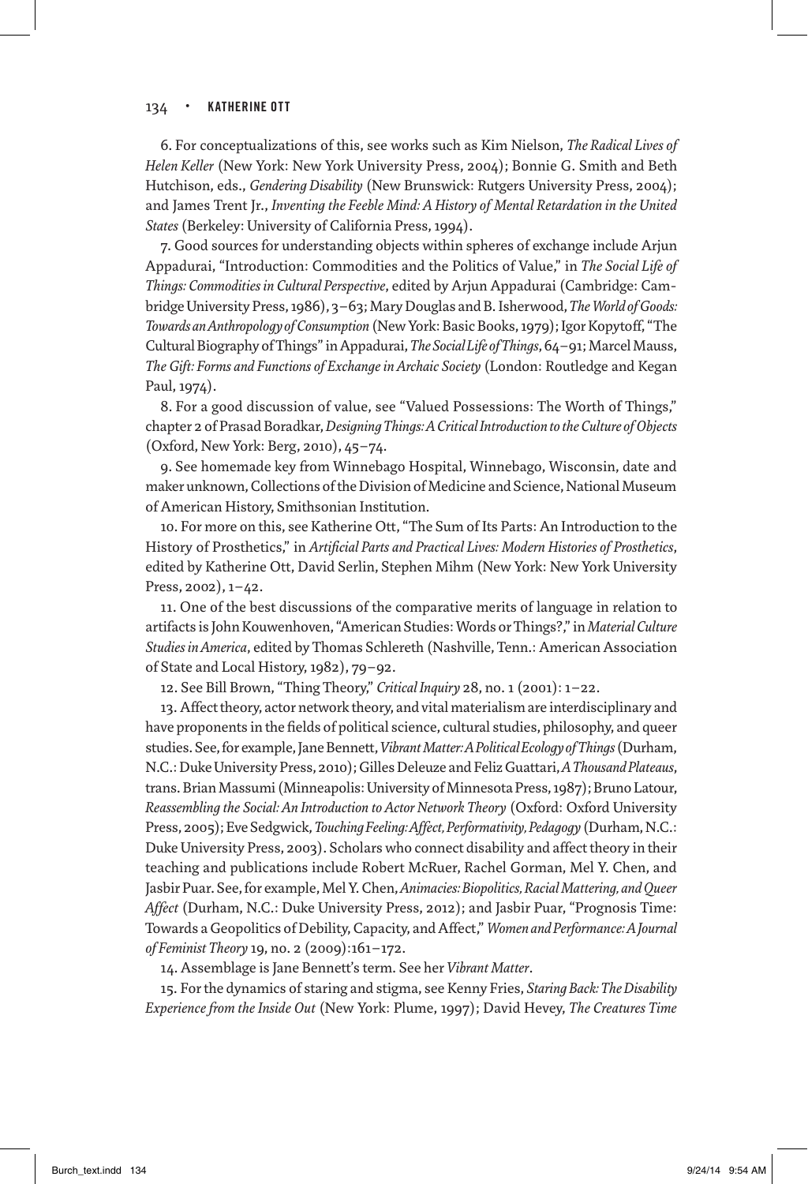6. For conceptualizations of this, see works such as Kim Nielson, *The Radical Lives of Helen Keller* (New York: New York University Press, 2004); Bonnie G. Smith and Beth Hutchison, eds., *Gendering Disability* (New Brunswick: Rutgers University Press, 2004); and James Trent Jr., *Inventing the Feeble Mind: A History of Mental Retardation in the United States* (Berkeley: University of California Press, 1994).

7. Good sources for understanding objects within spheres of exchange include Arjun Appadurai, "Introduction: Commodities and the Politics of Value," in *The Social Life of Things: Commodities in Cultural Perspective*, edited by Arjun Appadurai (Cambridge: Cambridge University Press, 1986), 3–63; Mary Douglas and B. Isherwood, *The World of Goods: Towards an Anthropology of Consumption* (New York: Basic Books, 1979); Igor Kopytoff, "The Cultural Biography of Things" in Appadurai, *The Social Life of Things*, 64–91; Marcel Mauss, *The Gift: Forms and Functions of Exchange in Archaic Society* (London: Routledge and Kegan Paul, 1974).

8. For a good discussion of value, see "Valued Possessions: The Worth of Things," chapter 2 of Prasad Boradkar, *Designing Things: A Critical Introduction to the Culture of Objects* (Oxford, New York: Berg, 2010), 45–74.

9. See homemade key from Winnebago Hospital, Winnebago, Wisconsin, date and maker unknown, Collections of the Division of Medicine and Science, National Museum of American History, Smithsonian Institution.

10. For more on this, see Katherine Ott, "The Sum of Its Parts: An Introduction to the History of Prosthetics," in *Artificial Parts and Practical Lives: Modern Histories of Prosthetics*, edited by Katherine Ott, David Serlin, Stephen Mihm (New York: New York University Press, 2002), 1–42.

11. One of the best discussions of the comparative merits of language in relation to artifacts is John Kouwenhoven, "American Studies: Words or Things?," in *Material Culture Studies in America*, edited by Thomas Schlereth (Nashville, Tenn.: American Association of State and Local History, 1982), 79–92.

12. See Bill Brown, "Thing Theory," *Critical Inquiry* 28, no. 1 (2001): 1–22.

13. Affect theory, actor network theory, and vital materialism are interdisciplinary and have proponents in the fields of political science, cultural studies, philosophy, and queer studies. See, for example, Jane Bennett, *Vibrant Matter: A Political Ecology of Things* (Durham, N.C.: Duke University Press, 2010); Gilles Deleuze and Feliz Guattari, *A Thousand Plateaus*, trans. Brian Massumi (Minneapolis: University of Minnesota Press, 1987); Bruno Latour, *Reassembling the Social: An Introduction to Actor Network Theory* (Oxford: Oxford University Press, 2005); Eve Sedgwick, *Touching Feeling: Affect, Performativity, Pedagogy* (Durham, N.C.: Duke University Press, 2003). Scholars who connect disability and affect theory in their teaching and publications include Robert McRuer, Rachel Gorman, Mel Y. Chen, and Jasbir Puar. See, for example, Mel Y. Chen, *Animacies: Biopolitics, Racial Mattering, and Queer Affect* (Durham, N.C.: Duke University Press, 2012); and Jasbir Puar, "Prognosis Time: Towards a Geopolitics of Debility, Capacity, and Affect," *Women and Performance: A Journal of Feminist Theory* 19, no. 2 (2009):161–172.

14. Assemblage is Jane Bennett's term. See her *Vibrant Matter*.

15. For the dynamics of staring and stigma, see Kenny Fries, *Staring Back: The Disability Experience from the Inside Out* (New York: Plume, 1997); David Hevey, *The Creatures Time*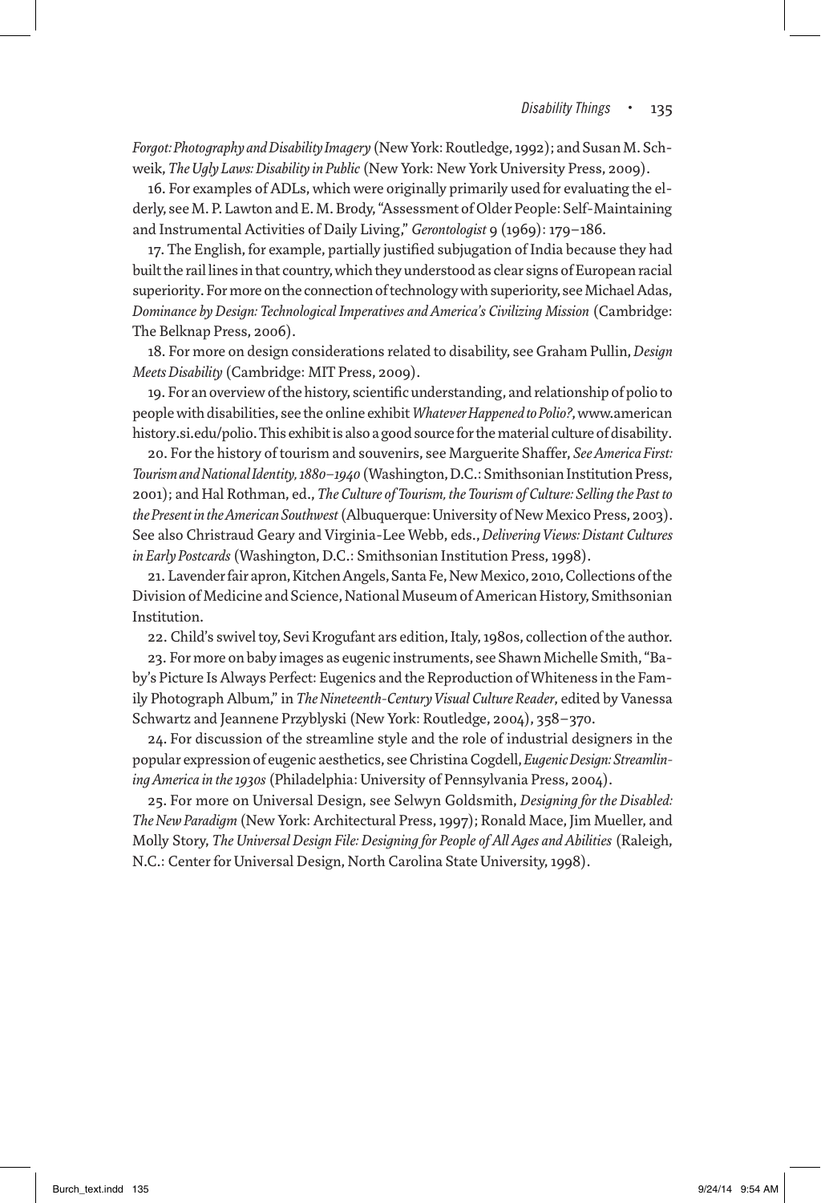*Forgot: Photography and Disability Imagery* (New York: Routledge, 1992); and Susan M. Schweik, *The Ugly Laws: Disability in Public* (New York: New York University Press, 2009).

16. For examples of ADLs, which were originally primarily used for evaluating the elderly, see M. P. Lawton and E. M. Brody, "Assessment of Older People: Self-Maintaining and Instrumental Activities of Daily Living," *Gerontologist* 9 (1969): 179–186.

17. The English, for example, partially justified subjugation of India because they had built the rail lines in that country, which they understood as clear signs of European racial superiority. For more on the connection of technology with superiority, see Michael Adas, *Dominance by Design: Technological Imperatives and America's Civilizing Mission* (Cambridge: The Belknap Press, 2006).

18. For more on design considerations related to disability, see Graham Pullin, *Design Meets Disability* (Cambridge: MIT Press, 2009).

19. For an overview of the history, scientific understanding, and relationship of polio to people with disabilities, see the online exhibit *Whatever Happened to Polio?*, www.americanhistory.si.edu/polio. This exhibit is also a good source for the material culture of disability.

20. For the history of tourism and souvenirs, see Marguerite Shaffer, *See America First: Tourism and National Identity, 1880–1940* (Washington, D.C.: Smithsonian Institution Press, 2001); and Hal Rothman, ed., *The Culture of Tourism, the Tourism of Culture: Selling the Past to the Present in the American Southwest* (Albuquerque: University of New Mexico Press, 2003). See also Christraud Geary and Virginia-Lee Webb, eds., *Delivering Views: Distant Cultures in Early Postcards* (Washington, D.C.: Smithsonian Institution Press, 1998).

21. Lavender fair apron, Kitchen Angels, Santa Fe, New Mexico, 2010, Collections of the Division of Medicine and Science, National Museum of American History, Smithsonian Institution.

22. Child's swivel toy, Sevi Krogufant ars edition, Italy, 1980s, collection of the author.

23. For more on baby images as eugenic instruments, see Shawn Michelle Smith, "Baby's Picture Is Always Perfect: Eugenics and the Reproduction of Whiteness in the Family Photograph Album," in *The Nineteenth-Century Visual Culture Reader*, edited by Vanessa Schwartz and Jeannene Przyblyski (New York: Routledge, 2004), 358–370.

24. For discussion of the streamline style and the role of industrial designers in the popular expression of eugenic aesthetics, see Christina Cogdell, *Eugenic Design: Streamlining America in the 1930s* (Philadelphia: University of Pennsylvania Press, 2004).

25. For more on Universal Design, see Selwyn Goldsmith, *Designing for the Disabled: The New Paradigm* (New York: Architectural Press, 1997); Ronald Mace, Jim Mueller, and Molly Story, *The Universal Design File: Designing for People of All Ages and Abilities* (Raleigh, N.C.: Center for Universal Design, North Carolina State University, 1998).